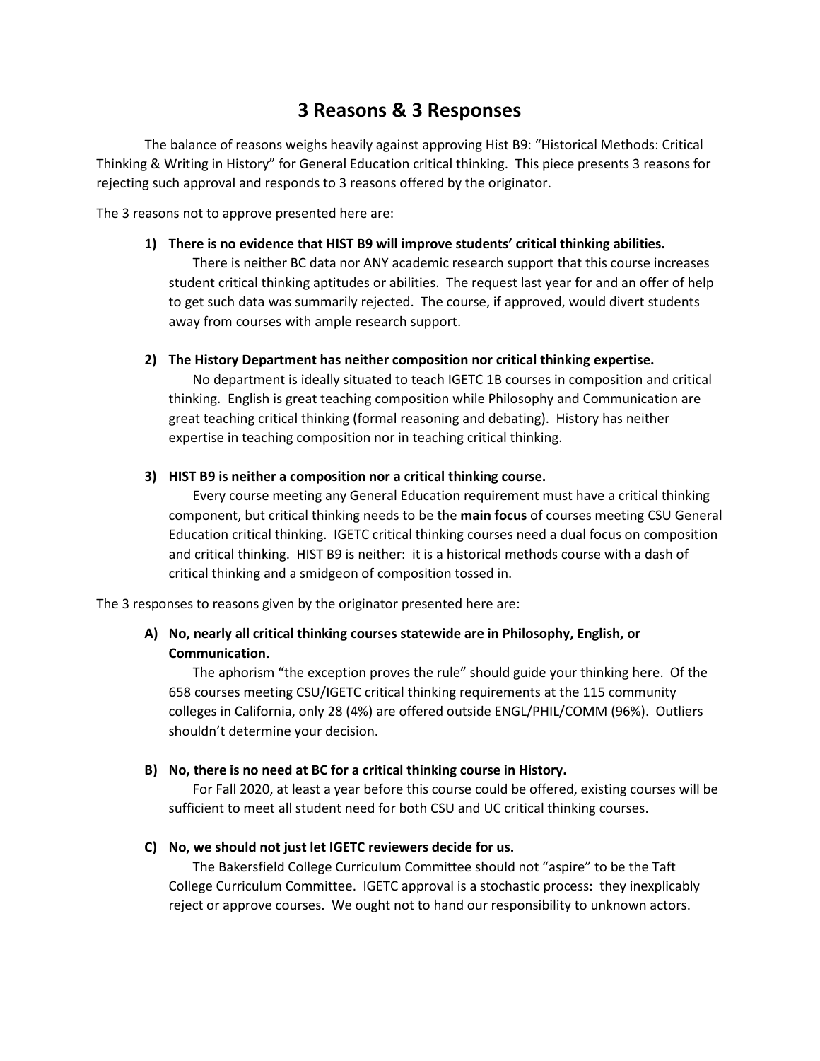# 3 Reasons & 3 Responses

The balance of reasons weighs heavily against approving Hist B9: "Historical Methods: Critical Thinking & Writing in History" for General Education critical thinking. This piece presents 3 reasons for rejecting such approval and responds to 3 reasons offered by the originator.

The 3 reasons not to approve presented here are:

1) **There is no evidence that HIST B9 will improve students' critical thinking abilities.**

   There is neither BC data nor ANY academic research support that this course increases student critical thinking aptitudes or abilities. The request last year for and an offer of help to get such data was summarily rejected. The course, if approved, would divert students away from courses with ample research support.

2) **The History Department has neither composition nor critical thinking expertise.**

   No department is ideally situated to teach IGETC 1B courses in composition and critical thinking. English is great teaching composition while Philosophy and Communication are great teaching critical thinking (formal reasoning and debating). History has neither expertise in teaching composition nor in teaching critical thinking.

3) **HIST B9 is neither a composition nor a critical thinking course.**

   Every course meeting any General Education requirement must have a critical thinking component, but critical thinking needs to be the **main focus** of courses meeting CSU General Education critical thinking. IGETC critical thinking courses need a dual focus on composition and critical thinking. HIST B9 is neither: it is a historical methods course with a dash of critical thinking and a smidgeon of composition tossed in.

The 3 responses to reasons given by the originator presented here are:

A) **No, nearly all critical thinking courses statewide are in Philosophy, English, or Communication.**

   The aphorism "the exception proves the rule" should guide your thinking here. Of the 658 courses meeting CSU/IGETC critical thinking requirements at the 115 community colleges in California, only 28 (4%) are offered outside ENGL/PHIL/COMM (96%). Outliers shouldn't determine your decision.

B) **No, there is no need at BC for a critical thinking course in History.**

   For Fall 2020, at least a year before this course could be offered, existing courses will be sufficient to meet all student need for both CSU and UC critical thinking courses.

C) **No, we should not just let IGETC reviewers decide for us.**

   The Bakersfield College Curriculum Committee should not "aspire" to be the Taft College Curriculum Committee. IGETC approval is a stochastic process: they inexplicably reject or approve courses. We ought not to hand our responsibility to unknown actors.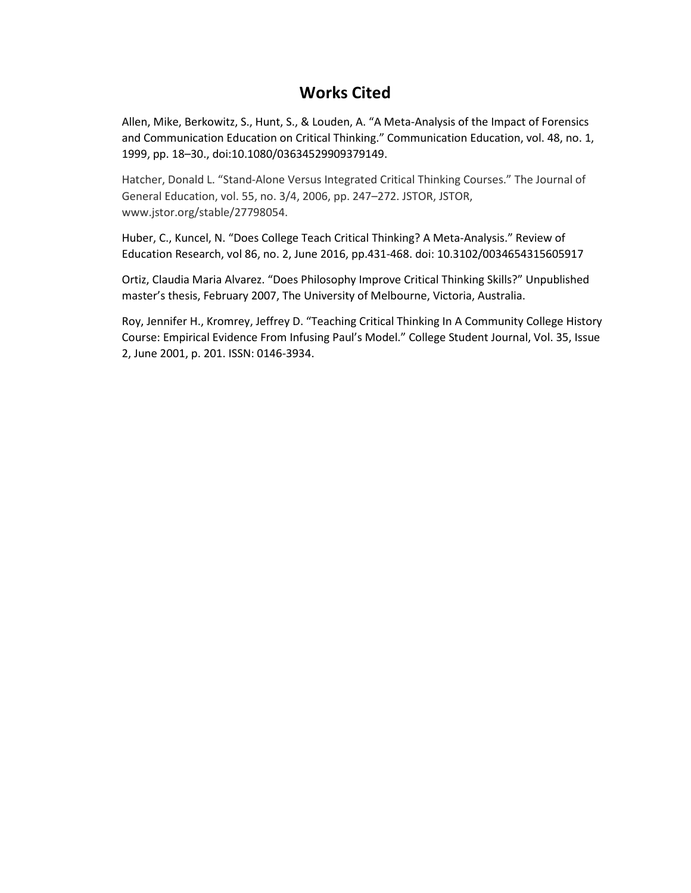# Works Cited

Allen, Mike, Berkowitz, S., Hunt, S., & Louden, A. "A Meta-Analysis of the Impact of Forensics and Communication Education on Critical Thinking." Communication Education, vol. 48, no. 1, 1999, pp. 18–30., doi:10.1080/03634529909379149.

Hatcher, Donald L. "Stand-Alone Versus Integrated Critical Thinking Courses." The Journal of General Education, vol. 55, no. 3/4, 2006, pp. 247–272. JSTOR, JSTOR, www.jstor.org/stable/27798054.

Huber, C., Kuncel, N. "Does College Teach Critical Thinking? A Meta-Analysis." Review of Education Research, vol 86, no. 2, June 2016, pp.431-468. doi: 10.3102/0034654315605917

Ortiz, Claudia Maria Alvarez. "Does Philosophy Improve Critical Thinking Skills?" Unpublished master's thesis, February 2007, The University of Melbourne, Victoria, Australia.

Roy, Jennifer H., Kromrey, Jeffrey D. "Teaching Critical Thinking In A Community College History Course: Empirical Evidence From Infusing Paul's Model." College Student Journal, Vol. 35, Issue 2, June 2001, p. 201. ISSN: 0146-3934.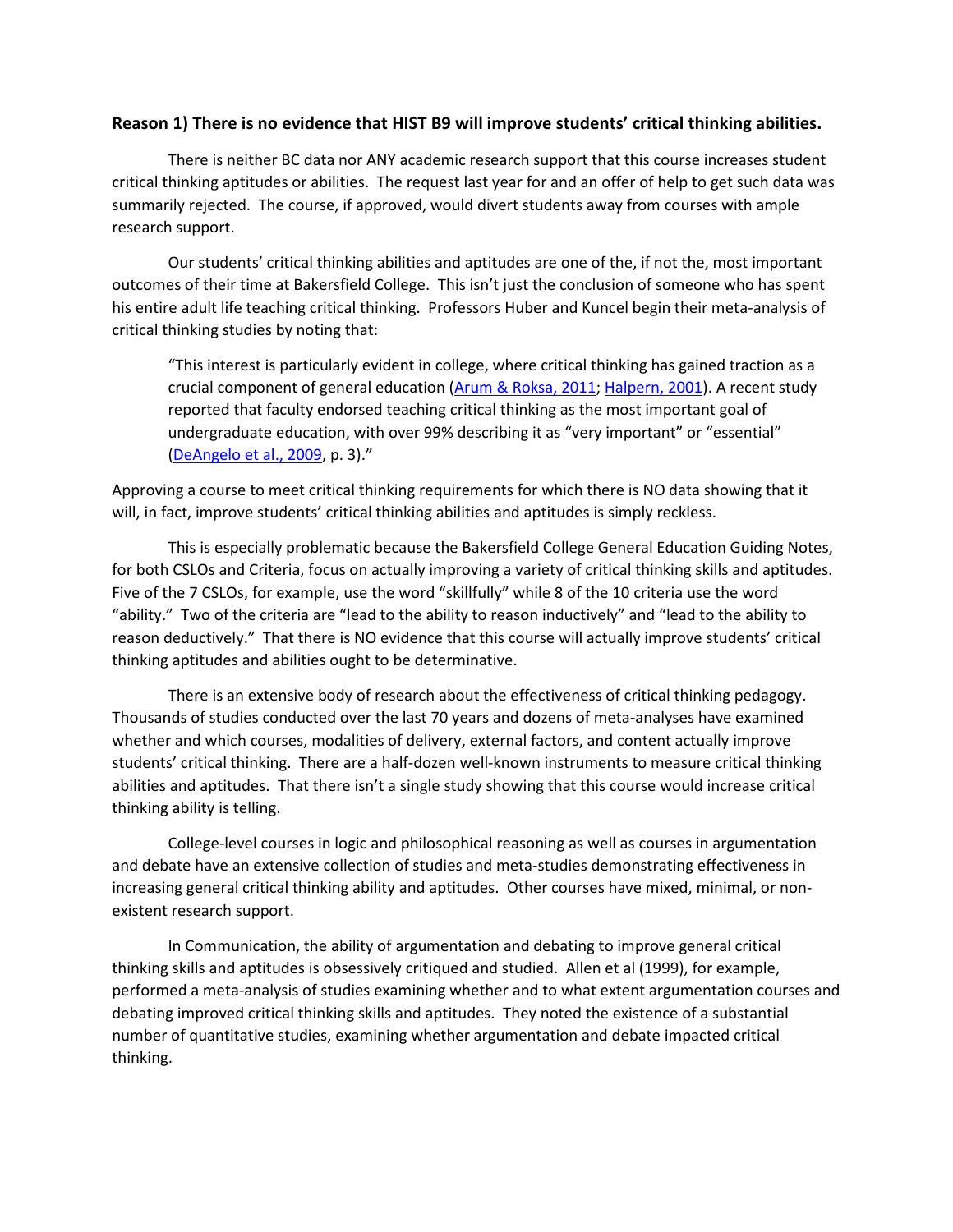**Reason 1) There is no evidence that HIST B9 will improve students' critical thinking abilities.**

There is neither BC data nor ANY academic research support that this course increases student critical thinking aptitudes or abilities. The request last year for and an offer of help to get such data was summarily rejected. The course, if approved, would divert students away from courses with ample research support.

Our students' critical thinking abilities and aptitudes are one of the, if not the, most important outcomes of their time at Bakersfield College. This isn't just the conclusion of someone who has spent his entire adult life teaching critical thinking. Professors Huber and Kuncel begin their meta-analysis of critical thinking studies by noting that:

> "This interest is particularly evident in college, where critical thinking has gained traction as a crucial component of general education (Arum & Roksa, 2011; Halpern, 2001). A recent study reported that faculty endorsed teaching critical thinking as the most important goal of undergraduate education, with over 99% describing it as "very important" or "essential" (DeAngelo et al., 2009, p. 3)."

Approving a course to meet critical thinking requirements for which there is NO data showing that it will, in fact, improve students' critical thinking abilities and aptitudes is simply reckless.

This is especially problematic because the Bakersfield College General Education Guiding Notes, for both CSLOs and Criteria, focus on actually improving a variety of critical thinking skills and aptitudes. Five of the 7 CSLOs, for example, use the word "skillfully" while 8 of the 10 criteria use the word "ability." Two of the criteria are "lead to the ability to reason inductively" and "lead to the ability to reason deductively." That there is NO evidence that this course will actually improve students' critical thinking aptitudes and abilities ought to be determinative.

There is an extensive body of research about the effectiveness of critical thinking pedagogy. Thousands of studies conducted over the last 70 years and dozens of meta-analyses have examined whether and which courses, modalities of delivery, external factors, and content actually improve students' critical thinking. There are a half-dozen well-known instruments to measure critical thinking abilities and aptitudes. That there isn't a single study showing that this course would increase critical thinking ability is telling.

College-level courses in logic and philosophical reasoning as well as courses in argumentation and debate have an extensive collection of studies and meta-studies demonstrating effectiveness in increasing general critical thinking ability and aptitudes. Other courses have mixed, minimal, or non-existent research support.

In Communication, the ability of argumentation and debating to improve general critical thinking skills and aptitudes is obsessively critiqued and studied. Allen et al (1999), for example, performed a meta-analysis of studies examining whether and to what extent argumentation courses and debating improved critical thinking skills and aptitudes. They noted the existence of a substantial number of quantitative studies, examining whether argumentation and debate impacted critical thinking.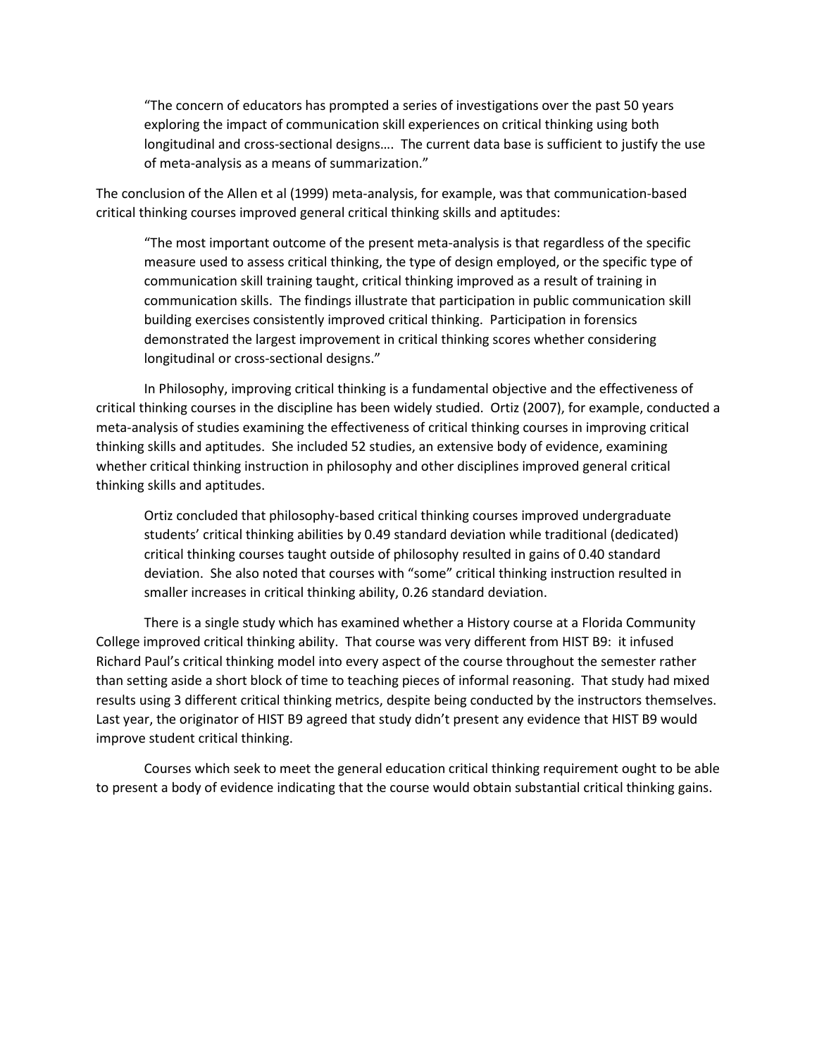> "The concern of educators has prompted a series of investigations over the past 50 years exploring the impact of communication skill experiences on critical thinking using both longitudinal and cross-sectional designs…. The current data base is sufficient to justify the use of meta-analysis as a means of summarization."

The conclusion of the Allen et al (1999) meta-analysis, for example, was that communication-based critical thinking courses improved general critical thinking skills and aptitudes:

> "The most important outcome of the present meta-analysis is that regardless of the specific measure used to assess critical thinking, the type of design employed, or the specific type of communication skill training taught, critical thinking improved as a result of training in communication skills. The findings illustrate that participation in public communication skill building exercises consistently improved critical thinking. Participation in forensics demonstrated the largest improvement in critical thinking scores whether considering longitudinal or cross-sectional designs."

In Philosophy, improving critical thinking is a fundamental objective and the effectiveness of critical thinking courses in the discipline has been widely studied. Ortiz (2007), for example, conducted a meta-analysis of studies examining the effectiveness of critical thinking courses in improving critical thinking skills and aptitudes. She included 52 studies, an extensive body of evidence, examining whether critical thinking instruction in philosophy and other disciplines improved general critical thinking skills and aptitudes.

> Ortiz concluded that philosophy-based critical thinking courses improved undergraduate students' critical thinking abilities by 0.49 standard deviation while traditional (dedicated) critical thinking courses taught outside of philosophy resulted in gains of 0.40 standard deviation. She also noted that courses with "some" critical thinking instruction resulted in smaller increases in critical thinking ability, 0.26 standard deviation.

There is a single study which has examined whether a History course at a Florida Community College improved critical thinking ability. That course was very different from HIST B9: it infused Richard Paul's critical thinking model into every aspect of the course throughout the semester rather than setting aside a short block of time to teaching pieces of informal reasoning. That study had mixed results using 3 different critical thinking metrics, despite being conducted by the instructors themselves. Last year, the originator of HIST B9 agreed that study didn't present any evidence that HIST B9 would improve student critical thinking.

Courses which seek to meet the general education critical thinking requirement ought to be able to present a body of evidence indicating that the course would obtain substantial critical thinking gains.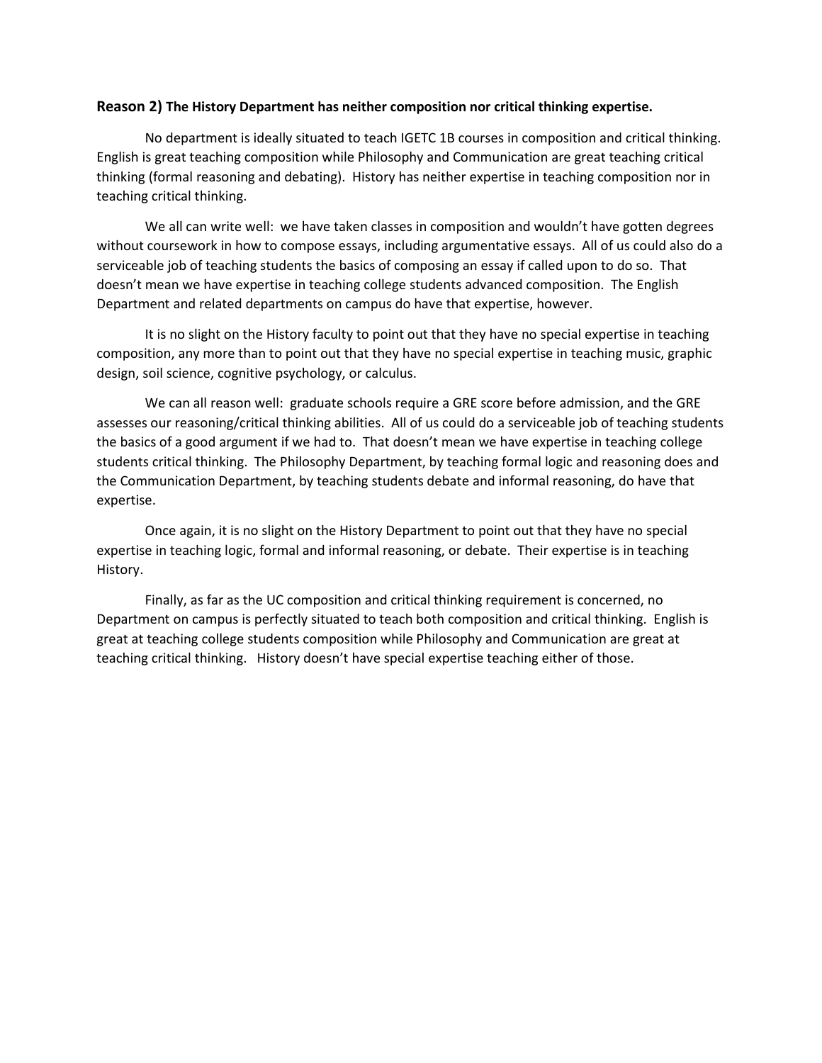**Reason 2) The History Department has neither composition nor critical thinking expertise.**

No department is ideally situated to teach IGETC 1B courses in composition and critical thinking. English is great teaching composition while Philosophy and Communication are great teaching critical thinking (formal reasoning and debating). History has neither expertise in teaching composition nor in teaching critical thinking.

We all can write well: we have taken classes in composition and wouldn't have gotten degrees without coursework in how to compose essays, including argumentative essays. All of us could also do a serviceable job of teaching students the basics of composing an essay if called upon to do so. That doesn't mean we have expertise in teaching college students advanced composition. The English Department and related departments on campus do have that expertise, however.

It is no slight on the History faculty to point out that they have no special expertise in teaching composition, any more than to point out that they have no special expertise in teaching music, graphic design, soil science, cognitive psychology, or calculus.

We can all reason well: graduate schools require a GRE score before admission, and the GRE assesses our reasoning/critical thinking abilities. All of us could do a serviceable job of teaching students the basics of a good argument if we had to. That doesn't mean we have expertise in teaching college students critical thinking. The Philosophy Department, by teaching formal logic and reasoning does and the Communication Department, by teaching students debate and informal reasoning, do have that expertise.

Once again, it is no slight on the History Department to point out that they have no special expertise in teaching logic, formal and informal reasoning, or debate. Their expertise is in teaching History.

Finally, as far as the UC composition and critical thinking requirement is concerned, no Department on campus is perfectly situated to teach both composition and critical thinking. English is great at teaching college students composition while Philosophy and Communication are great at teaching critical thinking. History doesn't have special expertise teaching either of those.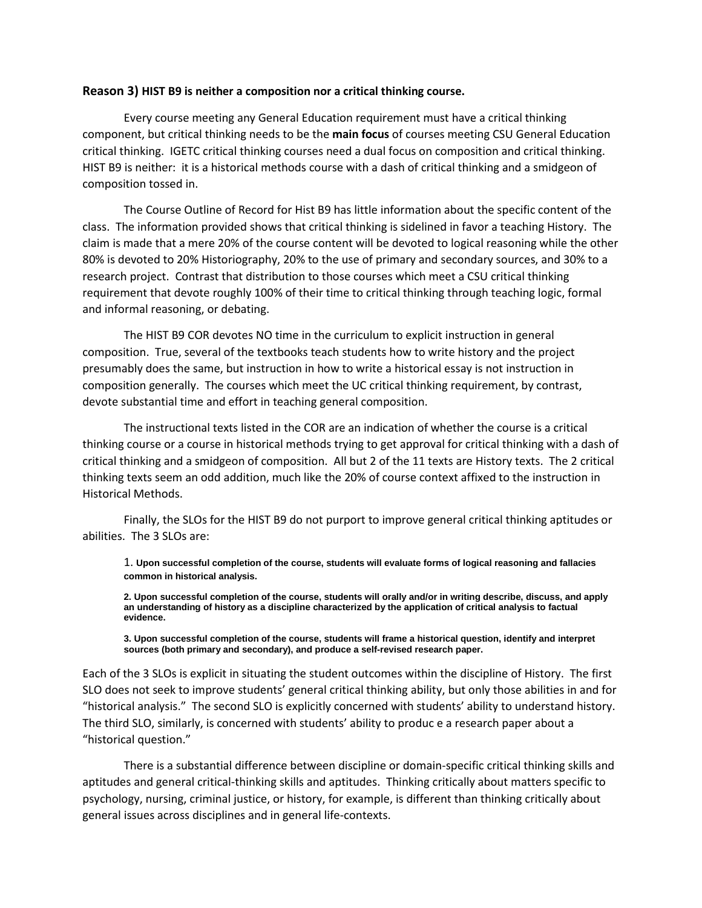**Reason 3) HIST B9 is neither a composition nor a critical thinking course.**

Every course meeting any General Education requirement must have a critical thinking component, but critical thinking needs to be the **main focus** of courses meeting CSU General Education critical thinking. IGETC critical thinking courses need a dual focus on composition and critical thinking. HIST B9 is neither: it is a historical methods course with a dash of critical thinking and a smidgeon of composition tossed in.

The Course Outline of Record for Hist B9 has little information about the specific content of the class. The information provided shows that critical thinking is sidelined in favor a teaching History. The claim is made that a mere 20% of the course content will be devoted to logical reasoning while the other 80% is devoted to 20% Historiography, 20% to the use of primary and secondary sources, and 30% to a research project. Contrast that distribution to those courses which meet a CSU critical thinking requirement that devote roughly 100% of their time to critical thinking through teaching logic, formal and informal reasoning, or debating.

The HIST B9 COR devotes NO time in the curriculum to explicit instruction in general composition. True, several of the textbooks teach students how to write history and the project presumably does the same, but instruction in how to write a historical essay is not instruction in composition generally. The courses which meet the UC critical thinking requirement, by contrast, devote substantial time and effort in teaching general composition.

The instructional texts listed in the COR are an indication of whether the course is a critical thinking course or a course in historical methods trying to get approval for critical thinking with a dash of critical thinking and a smidgeon of composition. All but 2 of the 11 texts are History texts. The 2 critical thinking texts seem an odd addition, much like the 20% of course context affixed to the instruction in Historical Methods.

Finally, the SLOs for the HIST B9 do not purport to improve general critical thinking aptitudes or abilities. The 3 SLOs are:

> 1. **Upon successful completion of the course, students will evaluate forms of logical reasoning and fallacies common in historical analysis.**
>
> 2. **Upon successful completion of the course, students will orally and/or in writing describe, discuss, and apply an understanding of history as a discipline characterized by the application of critical analysis to factual evidence.**
>
> 3. **Upon successful completion of the course, students will frame a historical question, identify and interpret sources (both primary and secondary), and produce a self-revised research paper.**

Each of the 3 SLOs is explicit in situating the student outcomes within the discipline of History. The first SLO does not seek to improve students' general critical thinking ability, but only those abilities in and for "historical analysis." The second SLO is explicitly concerned with students' ability to understand history. The third SLO, similarly, is concerned with students' ability to produc e a research paper about a "historical question."

There is a substantial difference between discipline or domain-specific critical thinking skills and aptitudes and general critical-thinking skills and aptitudes. Thinking critically about matters specific to psychology, nursing, criminal justice, or history, for example, is different than thinking critically about general issues across disciplines and in general life-contexts.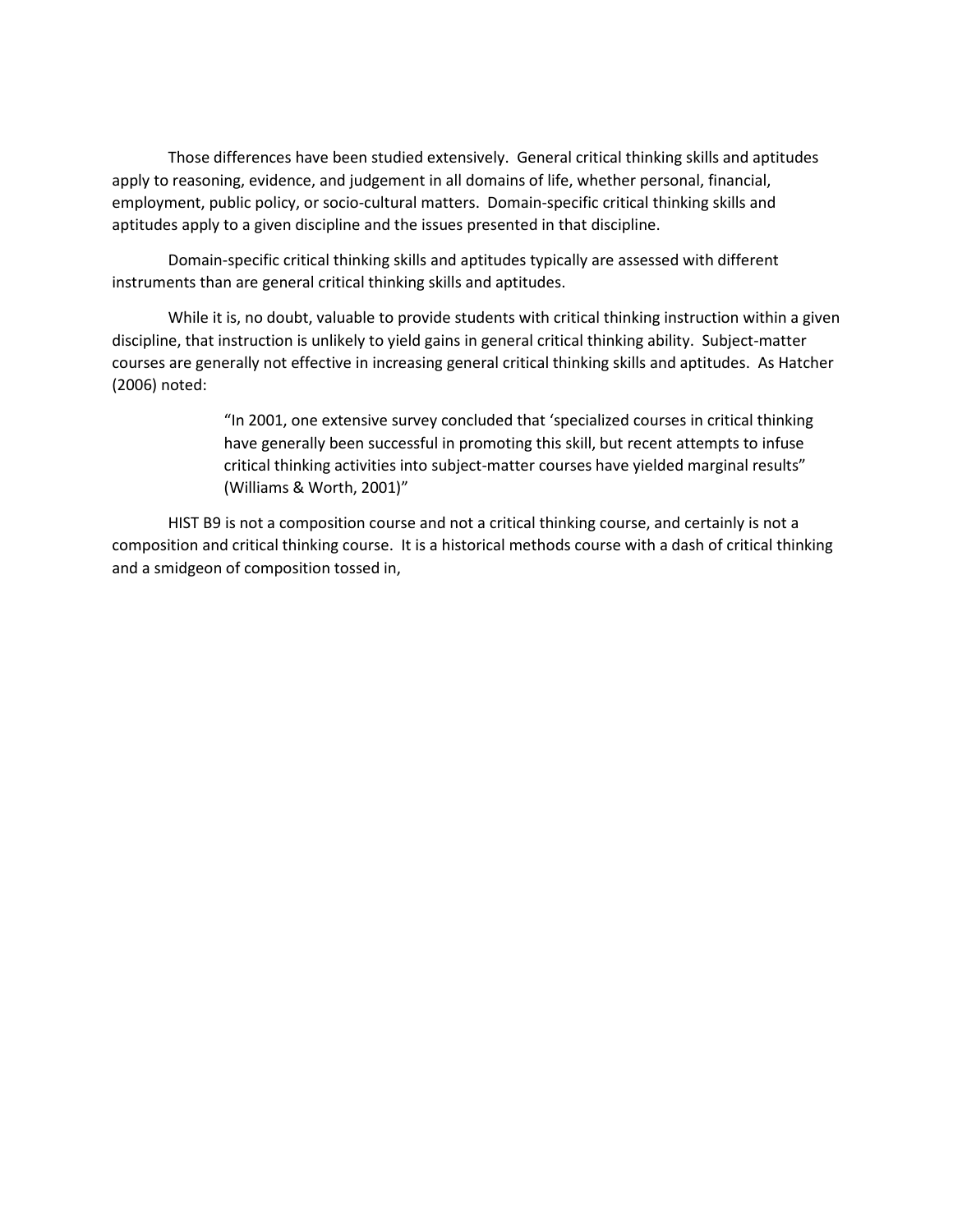Those differences have been studied extensively. General critical thinking skills and aptitudes apply to reasoning, evidence, and judgement in all domains of life, whether personal, financial, employment, public policy, or socio-cultural matters. Domain-specific critical thinking skills and aptitudes apply to a given discipline and the issues presented in that discipline.

Domain-specific critical thinking skills and aptitudes typically are assessed with different instruments than are general critical thinking skills and aptitudes.

While it is, no doubt, valuable to provide students with critical thinking instruction within a given discipline, that instruction is unlikely to yield gains in general critical thinking ability. Subject-matter courses are generally not effective in increasing general critical thinking skills and aptitudes. As Hatcher (2006) noted:

> "In 2001, one extensive survey concluded that 'specialized courses in critical thinking have generally been successful in promoting this skill, but recent attempts to infuse critical thinking activities into subject-matter courses have yielded marginal results" (Williams & Worth, 2001)"

HIST B9 is not a composition course and not a critical thinking course, and certainly is not a composition and critical thinking course. It is a historical methods course with a dash of critical thinking and a smidgeon of composition tossed in,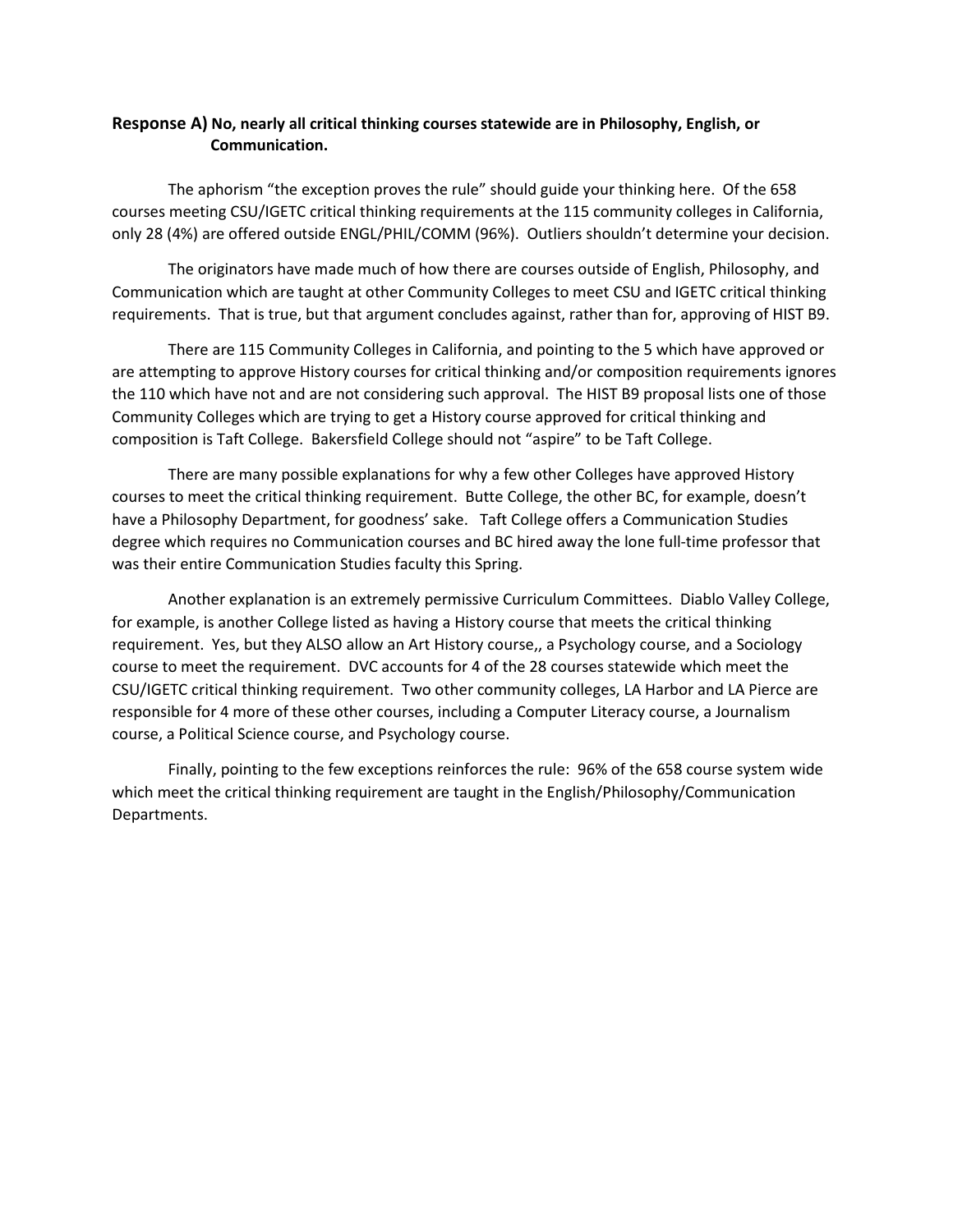**Response A) No, nearly all critical thinking courses statewide are in Philosophy, English, or Communication.**

The aphorism "the exception proves the rule" should guide your thinking here. Of the 658 courses meeting CSU/IGETC critical thinking requirements at the 115 community colleges in California, only 28 (4%) are offered outside ENGL/PHIL/COMM (96%). Outliers shouldn't determine your decision.

The originators have made much of how there are courses outside of English, Philosophy, and Communication which are taught at other Community Colleges to meet CSU and IGETC critical thinking requirements. That is true, but that argument concludes against, rather than for, approving of HIST B9.

There are 115 Community Colleges in California, and pointing to the 5 which have approved or are attempting to approve History courses for critical thinking and/or composition requirements ignores the 110 which have not and are not considering such approval. The HIST B9 proposal lists one of those Community Colleges which are trying to get a History course approved for critical thinking and composition is Taft College. Bakersfield College should not "aspire" to be Taft College.

There are many possible explanations for why a few other Colleges have approved History courses to meet the critical thinking requirement. Butte College, the other BC, for example, doesn't have a Philosophy Department, for goodness' sake. Taft College offers a Communication Studies degree which requires no Communication courses and BC hired away the lone full-time professor that was their entire Communication Studies faculty this Spring.

Another explanation is an extremely permissive Curriculum Committees. Diablo Valley College, for example, is another College listed as having a History course that meets the critical thinking requirement. Yes, but they ALSO allow an Art History course,, a Psychology course, and a Sociology course to meet the requirement. DVC accounts for 4 of the 28 courses statewide which meet the CSU/IGETC critical thinking requirement. Two other community colleges, LA Harbor and LA Pierce are responsible for 4 more of these other courses, including a Computer Literacy course, a Journalism course, a Political Science course, and Psychology course.

Finally, pointing to the few exceptions reinforces the rule: 96% of the 658 course system wide which meet the critical thinking requirement are taught in the English/Philosophy/Communication Departments.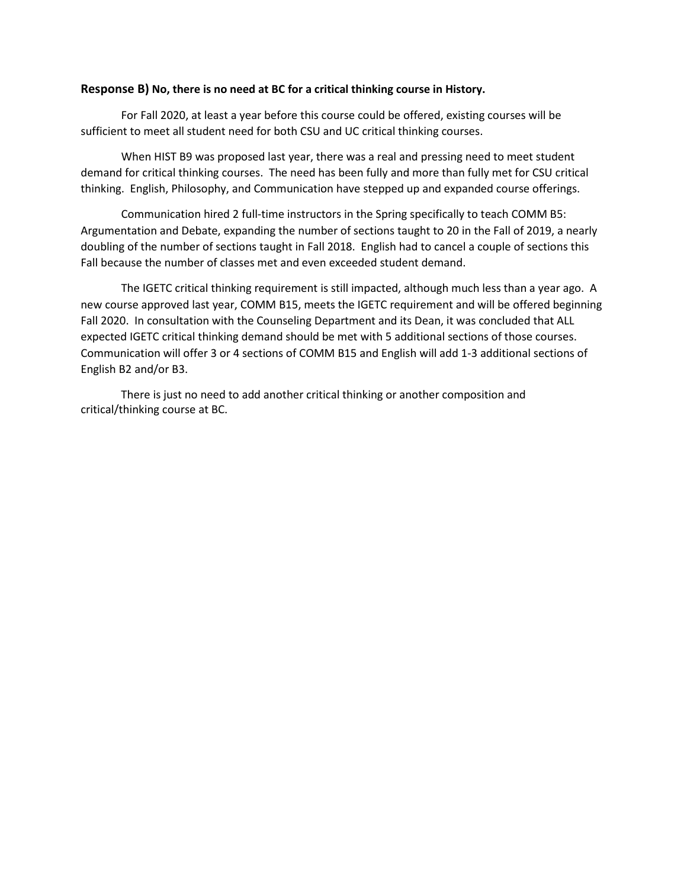**Response B) No, there is no need at BC for a critical thinking course in History.**

For Fall 2020, at least a year before this course could be offered, existing courses will be sufficient to meet all student need for both CSU and UC critical thinking courses.

When HIST B9 was proposed last year, there was a real and pressing need to meet student demand for critical thinking courses. The need has been fully and more than fully met for CSU critical thinking. English, Philosophy, and Communication have stepped up and expanded course offerings.

Communication hired 2 full-time instructors in the Spring specifically to teach COMM B5: Argumentation and Debate, expanding the number of sections taught to 20 in the Fall of 2019, a nearly doubling of the number of sections taught in Fall 2018. English had to cancel a couple of sections this Fall because the number of classes met and even exceeded student demand.

The IGETC critical thinking requirement is still impacted, although much less than a year ago. A new course approved last year, COMM B15, meets the IGETC requirement and will be offered beginning Fall 2020. In consultation with the Counseling Department and its Dean, it was concluded that ALL expected IGETC critical thinking demand should be met with 5 additional sections of those courses. Communication will offer 3 or 4 sections of COMM B15 and English will add 1-3 additional sections of English B2 and/or B3.

There is just no need to add another critical thinking or another composition and critical/thinking course at BC.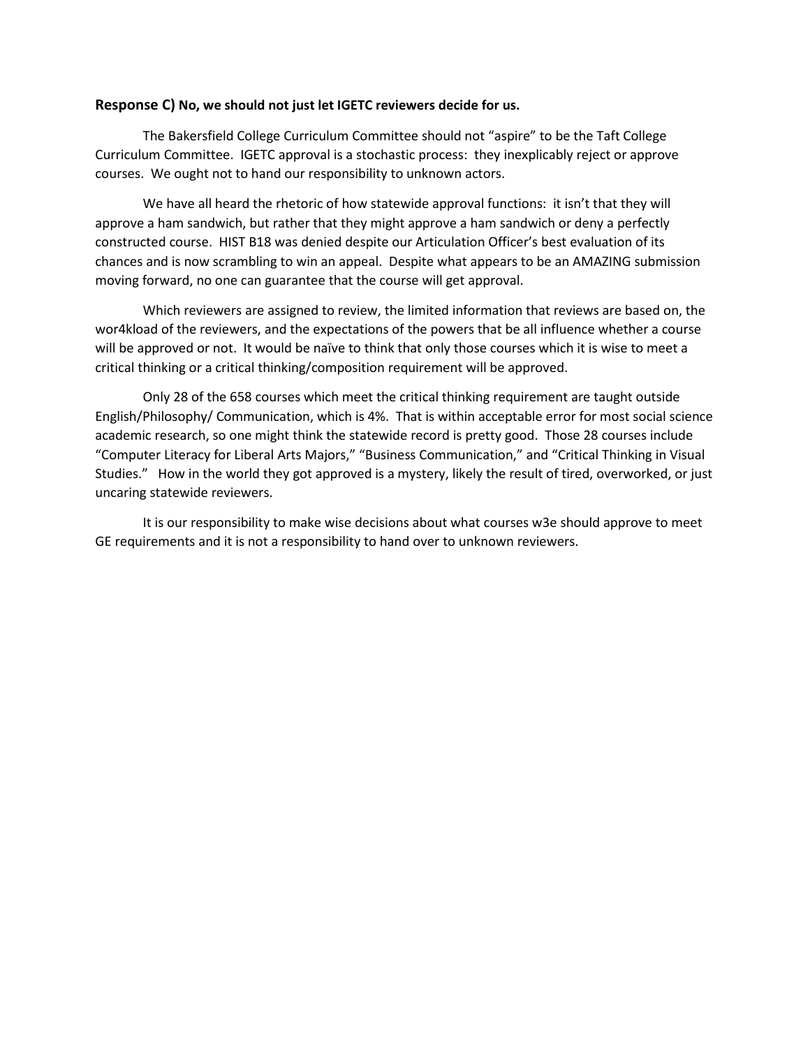**Response C) No, we should not just let IGETC reviewers decide for us.**

The Bakersfield College Curriculum Committee should not "aspire" to be the Taft College Curriculum Committee. IGETC approval is a stochastic process: they inexplicably reject or approve courses. We ought not to hand our responsibility to unknown actors.

We have all heard the rhetoric of how statewide approval functions: it isn't that they will approve a ham sandwich, but rather that they might approve a ham sandwich or deny a perfectly constructed course. HIST B18 was denied despite our Articulation Officer's best evaluation of its chances and is now scrambling to win an appeal. Despite what appears to be an AMAZING submission moving forward, no one can guarantee that the course will get approval.

Which reviewers are assigned to review, the limited information that reviews are based on, the wor4kload of the reviewers, and the expectations of the powers that be all influence whether a course will be approved or not. It would be naïve to think that only those courses which it is wise to meet a critical thinking or a critical thinking/composition requirement will be approved.

Only 28 of the 658 courses which meet the critical thinking requirement are taught outside English/Philosophy/ Communication, which is 4%. That is within acceptable error for most social science academic research, so one might think the statewide record is pretty good. Those 28 courses include "Computer Literacy for Liberal Arts Majors," "Business Communication," and "Critical Thinking in Visual Studies." How in the world they got approved is a mystery, likely the result of tired, overworked, or just uncaring statewide reviewers.

It is our responsibility to make wise decisions about what courses w3e should approve to meet GE requirements and it is not a responsibility to hand over to unknown reviewers.